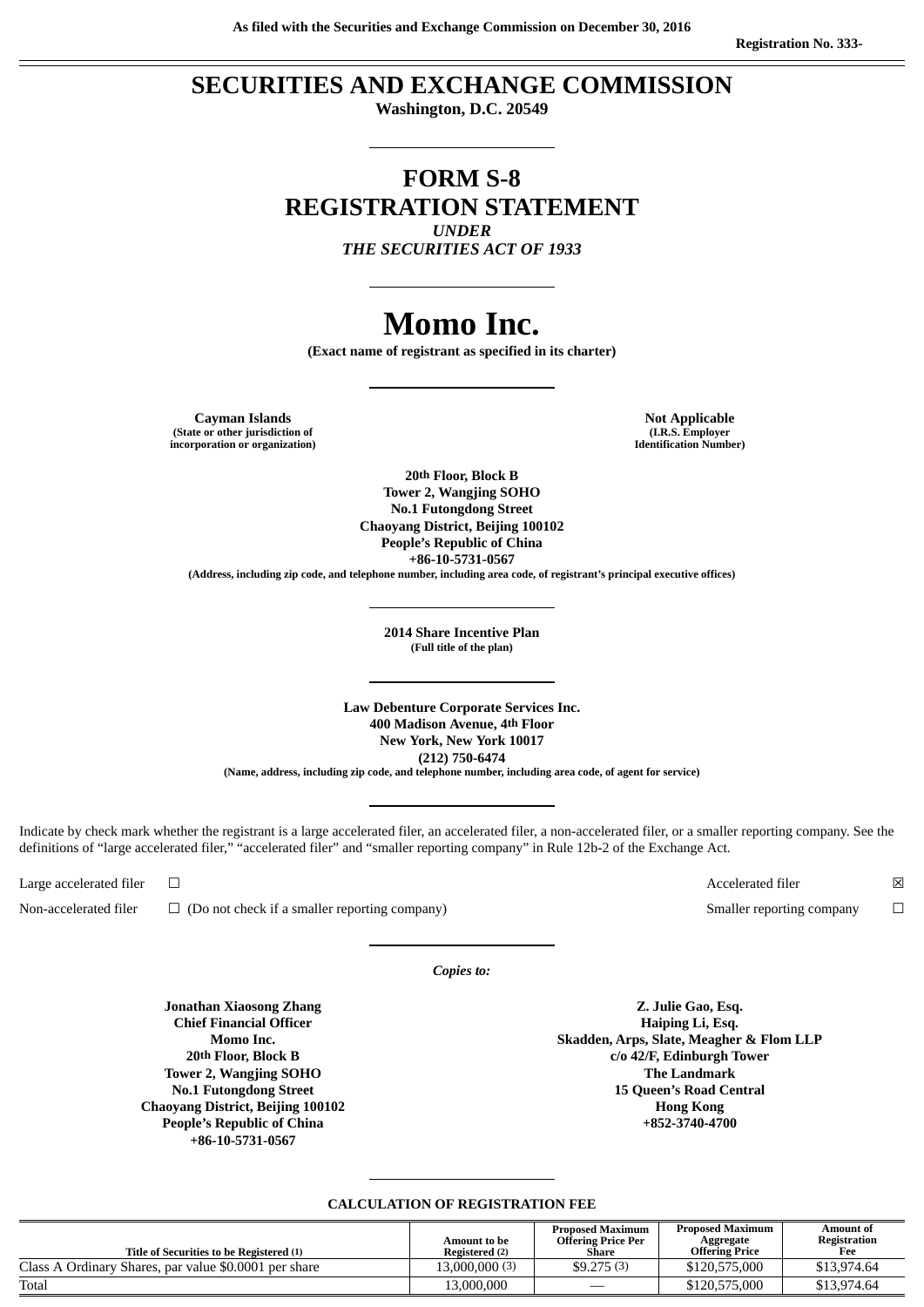As filed with the Securities and Exchange Commission on December 30, 2016

Registration No. 333-

# SECURITIES AND EXCHANGE COMMISSION

**Washington, D.C. 20549**

# FORM S-8
# REGISTRATION STATEMENT

***UNDER***
***THE SECURITIES ACT OF 1933***

# Momo Inc.

**(Exact name of registrant as specified in its charter)**

| **Cayman Islands** | **Not Applicable** |
|---|---|
| **(State or other jurisdiction of incorporation or organization)** | **(I.R.S. Employer Identification Number)** |

**20th Floor, Block B**
**Tower 2, Wangjing SOHO**
**No.1 Futongdong Street**
**Chaoyang District, Beijing 100102**
**People's Republic of China**
**+86-10-5731-0567**
**(Address, including zip code, and telephone number, including area code, of registrant's principal executive offices)**

**2014 Share Incentive Plan**
**(Full title of the plan)**

**Law Debenture Corporate Services Inc.**
**400 Madison Avenue, 4th Floor**
**New York, New York 10017**
**(212) 750-6474**
**(Name, address, including zip code, and telephone number, including area code, of agent for service)**

Indicate by check mark whether the registrant is a large accelerated filer, an accelerated filer, a non-accelerated filer, or a smaller reporting company. See the definitions of "large accelerated filer," "accelerated filer" and "smaller reporting company" in Rule 12b-2 of the Exchange Act.

| | | | |
|---|---|---|---|
| Large accelerated filer | ☐ | Accelerated filer | ☒ |
| Non-accelerated filer | ☐ (Do not check if a smaller reporting company) | Smaller reporting company | ☐ |

***Copies to:***

| | |
|---|---|
| **Jonathan Xiaosong Zhang** | **Z. Julie Gao, Esq.** |
| **Chief Financial Officer** | **Haiping Li, Esq.** |
| **Momo Inc.** | **Skadden, Arps, Slate, Meagher & Flom LLP** |
| **20th Floor, Block B** | **c/o 42/F, Edinburgh Tower** |
| **Tower 2, Wangjing SOHO** | **The Landmark** |
| **No.1 Futongdong Street** | **15 Queen's Road Central** |
| **Chaoyang District, Beijing 100102** | **Hong Kong** |
| **People's Republic of China** | **+852-3740-4700** |
| **+86-10-5731-0567** | |

**CALCULATION OF REGISTRATION FEE**

| Title of Securities to be Registered (1) | Amount to be Registered (2) | Proposed Maximum Offering Price Per Share | Proposed Maximum Aggregate Offering Price | Amount of Registration Fee |
|---|---|---|---|---|
| Class A Ordinary Shares, par value $0.0001 per share | 13,000,000 (3) | $9.275 (3) | $120,575,000 | $13,974.64 |
| Total | 13,000,000 | — | $120,575,000 | $13,974.64 |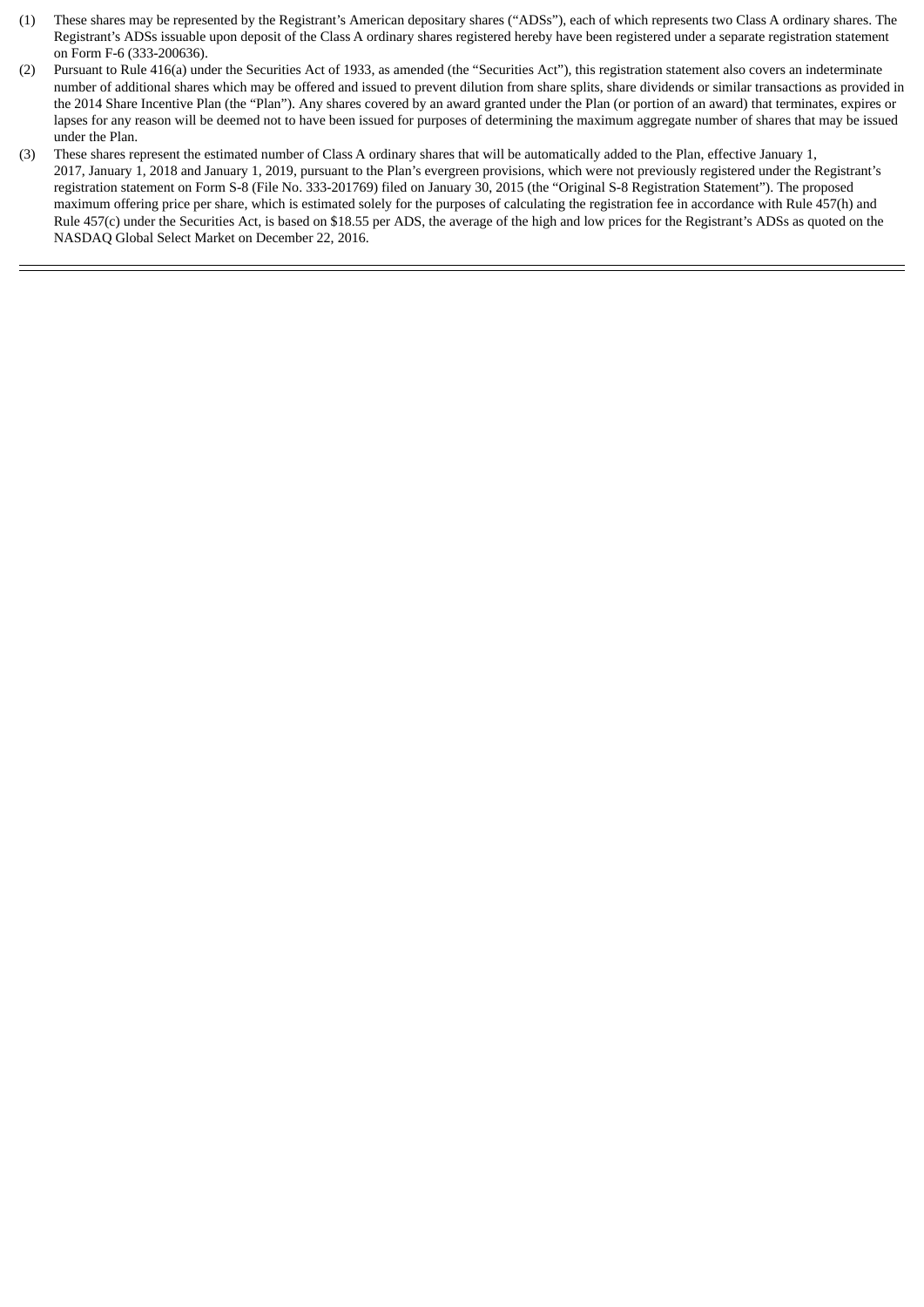(1) These shares may be represented by the Registrant's American depositary shares ("ADSs"), each of which represents two Class A ordinary shares. The Registrant's ADSs issuable upon deposit of the Class A ordinary shares registered hereby have been registered under a separate registration statement on Form F-6 (333-200636).

(2) Pursuant to Rule 416(a) under the Securities Act of 1933, as amended (the "Securities Act"), this registration statement also covers an indeterminate number of additional shares which may be offered and issued to prevent dilution from share splits, share dividends or similar transactions as provided in the 2014 Share Incentive Plan (the "Plan"). Any shares covered by an award granted under the Plan (or portion of an award) that terminates, expires or lapses for any reason will be deemed not to have been issued for purposes of determining the maximum aggregate number of shares that may be issued under the Plan.

(3) These shares represent the estimated number of Class A ordinary shares that will be automatically added to the Plan, effective January 1, 2017, January 1, 2018 and January 1, 2019, pursuant to the Plan's evergreen provisions, which were not previously registered under the Registrant's registration statement on Form S-8 (File No. 333-201769) filed on January 30, 2015 (the "Original S-8 Registration Statement"). The proposed maximum offering price per share, which is estimated solely for the purposes of calculating the registration fee in accordance with Rule 457(h) and Rule 457(c) under the Securities Act, is based on $18.55 per ADS, the average of the high and low prices for the Registrant's ADSs as quoted on the NASDAQ Global Select Market on December 22, 2016.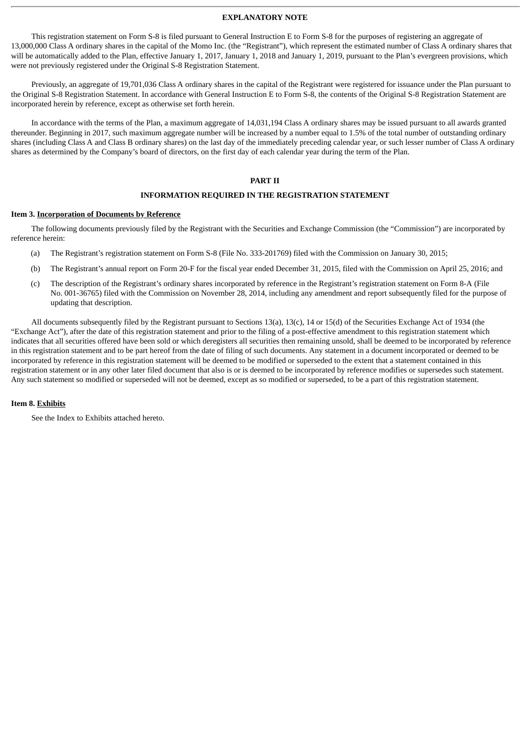## EXPLANATORY NOTE

This registration statement on Form S-8 is filed pursuant to General Instruction E to Form S-8 for the purposes of registering an aggregate of 13,000,000 Class A ordinary shares in the capital of the Momo Inc. (the "Registrant"), which represent the estimated number of Class A ordinary shares that will be automatically added to the Plan, effective January 1, 2017, January 1, 2018 and January 1, 2019, pursuant to the Plan's evergreen provisions, which were not previously registered under the Original S-8 Registration Statement.

Previously, an aggregate of 19,701,036 Class A ordinary shares in the capital of the Registrant were registered for issuance under the Plan pursuant to the Original S-8 Registration Statement. In accordance with General Instruction E to Form S-8, the contents of the Original S-8 Registration Statement are incorporated herein by reference, except as otherwise set forth herein.

In accordance with the terms of the Plan, a maximum aggregate of 14,031,194 Class A ordinary shares may be issued pursuant to all awards granted thereunder. Beginning in 2017, such maximum aggregate number will be increased by a number equal to 1.5% of the total number of outstanding ordinary shares (including Class A and Class B ordinary shares) on the last day of the immediately preceding calendar year, or such lesser number of Class A ordinary shares as determined by the Company's board of directors, on the first day of each calendar year during the term of the Plan.

## PART II

## INFORMATION REQUIRED IN THE REGISTRATION STATEMENT

**Item 3. Incorporation of Documents by Reference**

The following documents previously filed by the Registrant with the Securities and Exchange Commission (the "Commission") are incorporated by reference herein:

(a) The Registrant's registration statement on Form S-8 (File No. 333-201769) filed with the Commission on January 30, 2015;

(b) The Registrant's annual report on Form 20-F for the fiscal year ended December 31, 2015, filed with the Commission on April 25, 2016; and

(c) The description of the Registrant's ordinary shares incorporated by reference in the Registrant's registration statement on Form 8-A (File No. 001-36765) filed with the Commission on November 28, 2014, including any amendment and report subsequently filed for the purpose of updating that description.

All documents subsequently filed by the Registrant pursuant to Sections 13(a), 13(c), 14 or 15(d) of the Securities Exchange Act of 1934 (the "Exchange Act"), after the date of this registration statement and prior to the filing of a post-effective amendment to this registration statement which indicates that all securities offered have been sold or which deregisters all securities then remaining unsold, shall be deemed to be incorporated by reference in this registration statement and to be part hereof from the date of filing of such documents. Any statement in a document incorporated or deemed to be incorporated by reference in this registration statement will be deemed to be modified or superseded to the extent that a statement contained in this registration statement or in any other later filed document that also is or is deemed to be incorporated by reference modifies or supersedes such statement. Any such statement so modified or superseded will not be deemed, except as so modified or superseded, to be a part of this registration statement.

**Item 8. Exhibits**

See the Index to Exhibits attached hereto.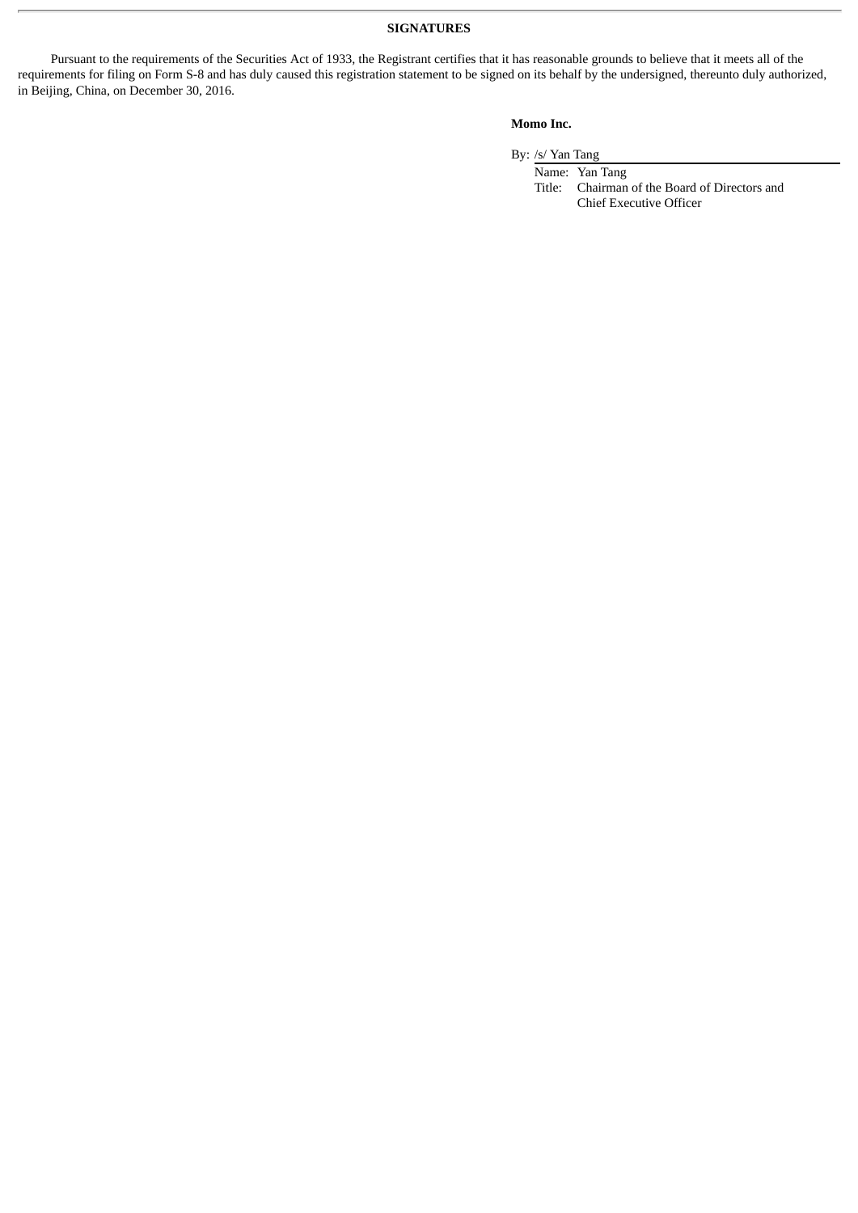## SIGNATURES

Pursuant to the requirements of the Securities Act of 1933, the Registrant certifies that it has reasonable grounds to believe that it meets all of the requirements for filing on Form S-8 and has duly caused this registration statement to be signed on its behalf by the undersigned, thereunto duly authorized, in Beijing, China, on December 30, 2016.

**Momo Inc.**

By: /s/ Yan Tang

Name: Yan Tang

Title: Chairman of the Board of Directors and Chief Executive Officer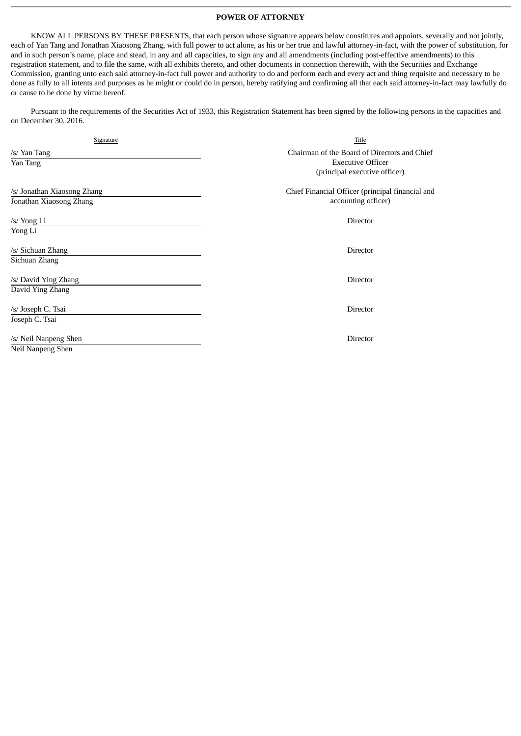## POWER OF ATTORNEY

KNOW ALL PERSONS BY THESE PRESENTS, that each person whose signature appears below constitutes and appoints, severally and not jointly, each of Yan Tang and Jonathan Xiaosong Zhang, with full power to act alone, as his or her true and lawful attorney-in-fact, with the power of substitution, for and in such person's name, place and stead, in any and all capacities, to sign any and all amendments (including post-effective amendments) to this registration statement, and to file the same, with all exhibits thereto, and other documents in connection therewith, with the Securities and Exchange Commission, granting unto each said attorney-in-fact full power and authority to do and perform each and every act and thing requisite and necessary to be done as fully to all intents and purposes as he might or could do in person, hereby ratifying and confirming all that each said attorney-in-fact may lawfully do or cause to be done by virtue hereof.

Pursuant to the requirements of the Securities Act of 1933, this Registration Statement has been signed by the following persons in the capacities and on December 30, 2016.

| Signature | Title |
| --- | --- |
| /s/ Yan Tang<br>Yan Tang | Chairman of the Board of Directors and Chief Executive Officer (principal executive officer) |
| /s/ Jonathan Xiaosong Zhang<br>Jonathan Xiaosong Zhang | Chief Financial Officer (principal financial and accounting officer) |
| /s/ Yong Li<br>Yong Li | Director |
| /s/ Sichuan Zhang<br>Sichuan Zhang | Director |
| /s/ David Ying Zhang<br>David Ying Zhang | Director |
| /s/ Joseph C. Tsai<br>Joseph C. Tsai | Director |
| /s/ Neil Nanpeng Shen<br>Neil Nanpeng Shen | Director |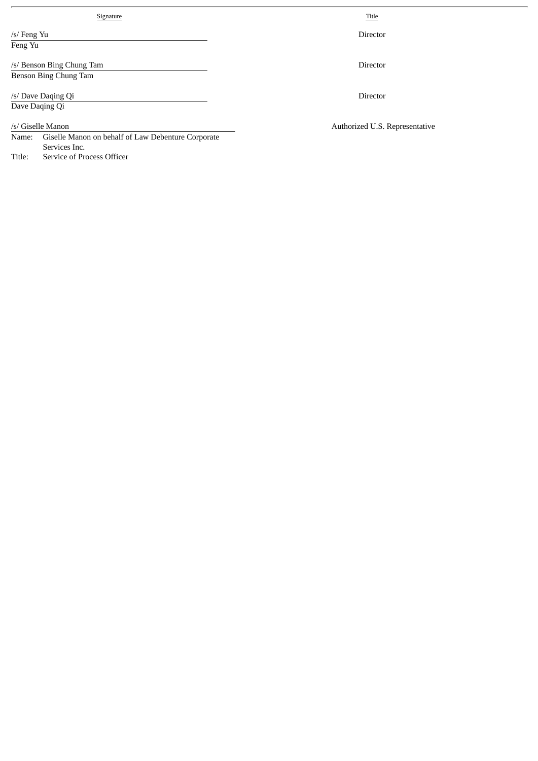| Signature | Title |
| --- | --- |
| /s/ Feng Yu<br>Feng Yu | Director |
| /s/ Benson Bing Chung Tam<br>Benson Bing Chung Tam | Director |
| /s/ Dave Daqing Qi<br>Dave Daqing Qi | Director |
| /s/ Giselle Manon<br>Name: Giselle Manon on behalf of Law Debenture Corporate Services Inc.<br>Title: Service of Process Officer | Authorized U.S. Representative |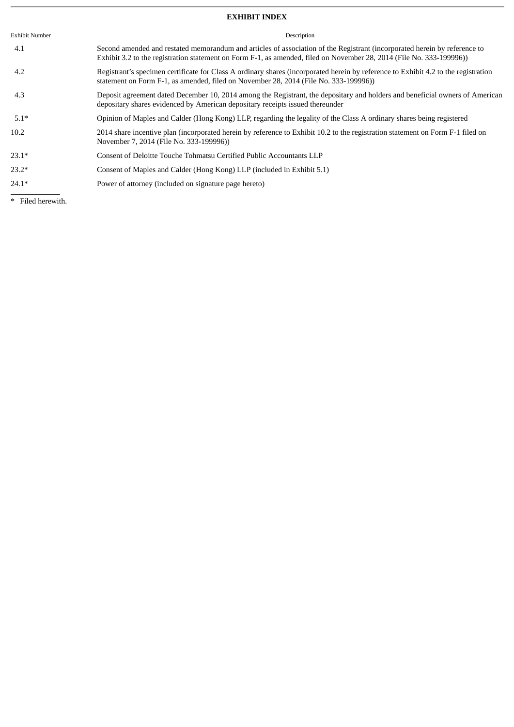## EXHIBIT INDEX

| Exhibit Number | Description |
| --- | --- |
| 4.1 | Second amended and restated memorandum and articles of association of the Registrant (incorporated herein by reference to Exhibit 3.2 to the registration statement on Form F-1, as amended, filed on November 28, 2014 (File No. 333-199996)) |
| 4.2 | Registrant's specimen certificate for Class A ordinary shares (incorporated herein by reference to Exhibit 4.2 to the registration statement on Form F-1, as amended, filed on November 28, 2014 (File No. 333-199996)) |
| 4.3 | Deposit agreement dated December 10, 2014 among the Registrant, the depositary and holders and beneficial owners of American depositary shares evidenced by American depositary receipts issued thereunder |
| 5.1* | Opinion of Maples and Calder (Hong Kong) LLP, regarding the legality of the Class A ordinary shares being registered |
| 10.2 | 2014 share incentive plan (incorporated herein by reference to Exhibit 10.2 to the registration statement on Form F-1 filed on November 7, 2014 (File No. 333-199996)) |
| 23.1* | Consent of Deloitte Touche Tohmatsu Certified Public Accountants LLP |
| 23.2* | Consent of Maples and Calder (Hong Kong) LLP (included in Exhibit 5.1) |
| 24.1* | Power of attorney (included on signature page hereto) |

\* Filed herewith.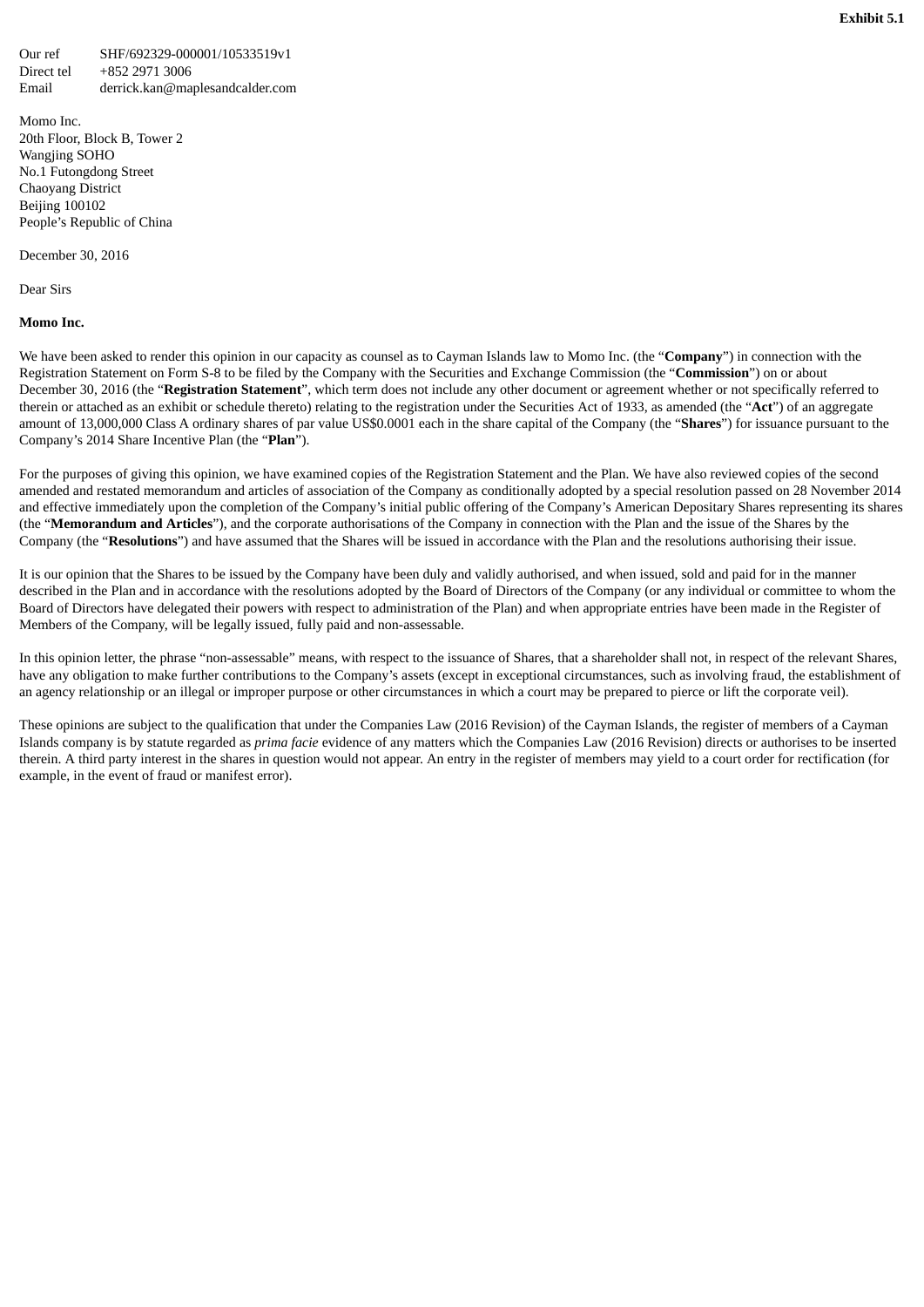**Exhibit 5.1**

Our ref SHF/692329-000001/10533519v1
Direct tel +852 2971 3006
Email derrick.kan@maplesandcalder.com

Momo Inc.
20th Floor, Block B, Tower 2
Wangjing SOHO
No.1 Futongdong Street
Chaoyang District
Beijing 100102
People's Republic of China

December 30, 2016

Dear Sirs

**Momo Inc.**

We have been asked to render this opinion in our capacity as counsel as to Cayman Islands law to Momo Inc. (the "**Company**") in connection with the Registration Statement on Form S-8 to be filed by the Company with the Securities and Exchange Commission (the "**Commission**") on or about December 30, 2016 (the "**Registration Statement**", which term does not include any other document or agreement whether or not specifically referred to therein or attached as an exhibit or schedule thereto) relating to the registration under the Securities Act of 1933, as amended (the "**Act**") of an aggregate amount of 13,000,000 Class A ordinary shares of par value US$0.0001 each in the share capital of the Company (the "**Shares**") for issuance pursuant to the Company's 2014 Share Incentive Plan (the "**Plan**").

For the purposes of giving this opinion, we have examined copies of the Registration Statement and the Plan. We have also reviewed copies of the second amended and restated memorandum and articles of association of the Company as conditionally adopted by a special resolution passed on 28 November 2014 and effective immediately upon the completion of the Company's initial public offering of the Company's American Depositary Shares representing its shares (the "**Memorandum and Articles**"), and the corporate authorisations of the Company in connection with the Plan and the issue of the Shares by the Company (the "**Resolutions**") and have assumed that the Shares will be issued in accordance with the Plan and the resolutions authorising their issue.

It is our opinion that the Shares to be issued by the Company have been duly and validly authorised, and when issued, sold and paid for in the manner described in the Plan and in accordance with the resolutions adopted by the Board of Directors of the Company (or any individual or committee to whom the Board of Directors have delegated their powers with respect to administration of the Plan) and when appropriate entries have been made in the Register of Members of the Company, will be legally issued, fully paid and non-assessable.

In this opinion letter, the phrase "non-assessable" means, with respect to the issuance of Shares, that a shareholder shall not, in respect of the relevant Shares, have any obligation to make further contributions to the Company's assets (except in exceptional circumstances, such as involving fraud, the establishment of an agency relationship or an illegal or improper purpose or other circumstances in which a court may be prepared to pierce or lift the corporate veil).

These opinions are subject to the qualification that under the Companies Law (2016 Revision) of the Cayman Islands, the register of members of a Cayman Islands company is by statute regarded as *prima facie* evidence of any matters which the Companies Law (2016 Revision) directs or authorises to be inserted therein. A third party interest in the shares in question would not appear. An entry in the register of members may yield to a court order for rectification (for example, in the event of fraud or manifest error).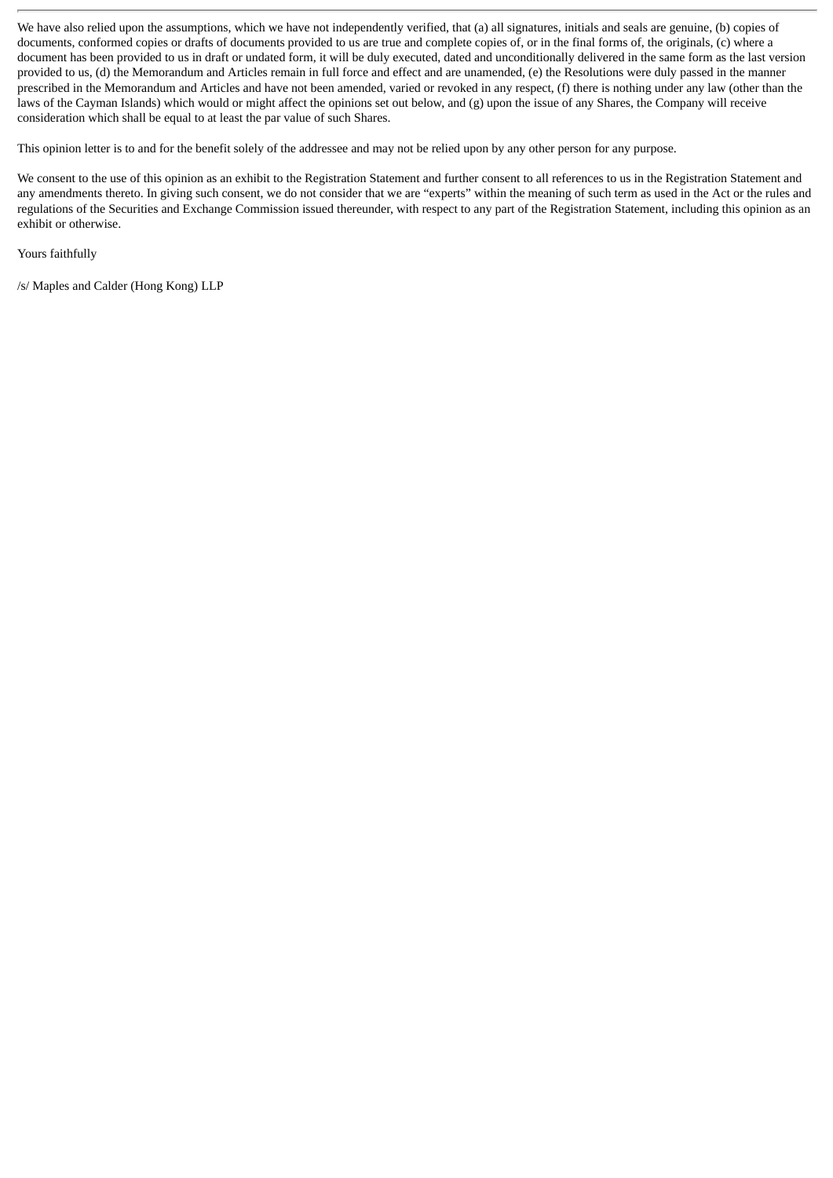We have also relied upon the assumptions, which we have not independently verified, that (a) all signatures, initials and seals are genuine, (b) copies of documents, conformed copies or drafts of documents provided to us are true and complete copies of, or in the final forms of, the originals, (c) where a document has been provided to us in draft or undated form, it will be duly executed, dated and unconditionally delivered in the same form as the last version provided to us, (d) the Memorandum and Articles remain in full force and effect and are unamended, (e) the Resolutions were duly passed in the manner prescribed in the Memorandum and Articles and have not been amended, varied or revoked in any respect, (f) there is nothing under any law (other than the laws of the Cayman Islands) which would or might affect the opinions set out below, and (g) upon the issue of any Shares, the Company will receive consideration which shall be equal to at least the par value of such Shares.

This opinion letter is to and for the benefit solely of the addressee and may not be relied upon by any other person for any purpose.

We consent to the use of this opinion as an exhibit to the Registration Statement and further consent to all references to us in the Registration Statement and any amendments thereto. In giving such consent, we do not consider that we are "experts" within the meaning of such term as used in the Act or the rules and regulations of the Securities and Exchange Commission issued thereunder, with respect to any part of the Registration Statement, including this opinion as an exhibit or otherwise.

Yours faithfully

/s/ Maples and Calder (Hong Kong) LLP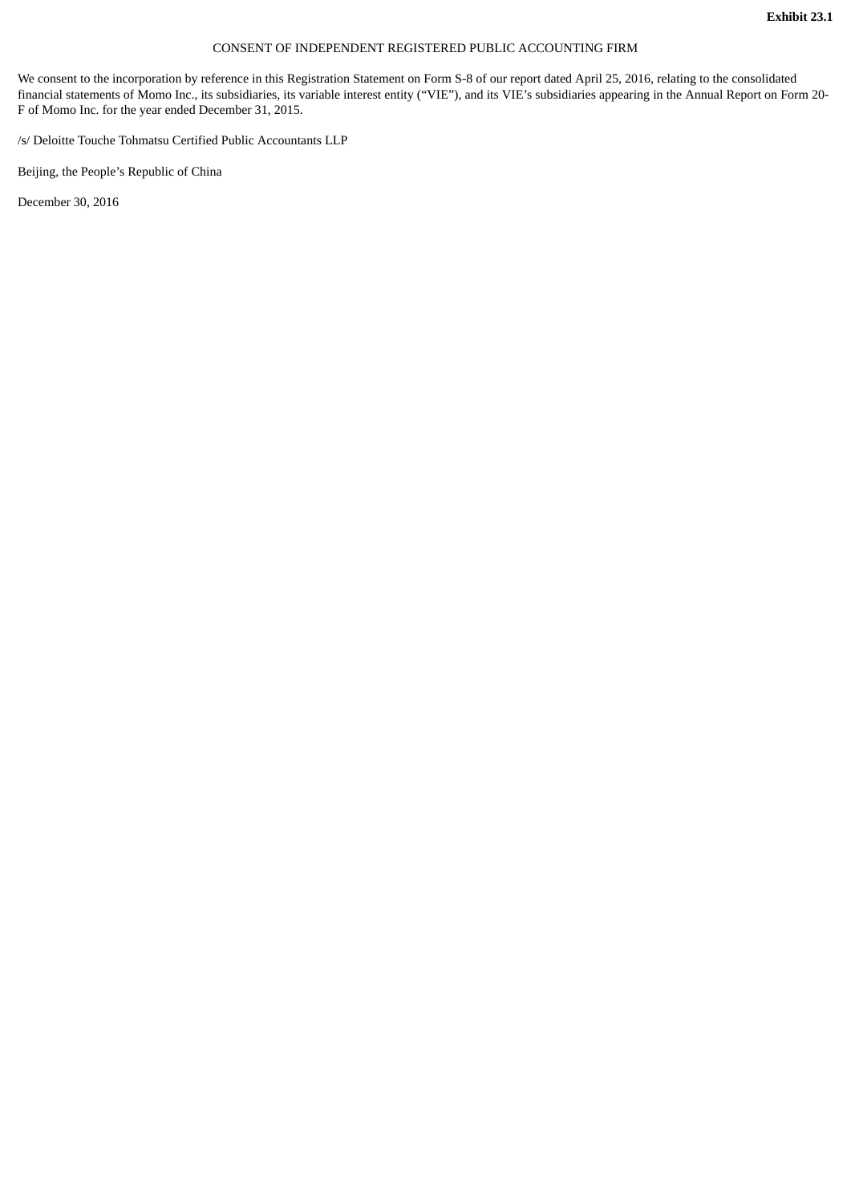**Exhibit 23.1**

CONSENT OF INDEPENDENT REGISTERED PUBLIC ACCOUNTING FIRM

We consent to the incorporation by reference in this Registration Statement on Form S-8 of our report dated April 25, 2016, relating to the consolidated financial statements of Momo Inc., its subsidiaries, its variable interest entity ("VIE"), and its VIE's subsidiaries appearing in the Annual Report on Form 20-F of Momo Inc. for the year ended December 31, 2015.

/s/ Deloitte Touche Tohmatsu Certified Public Accountants LLP

Beijing, the People's Republic of China

December 30, 2016